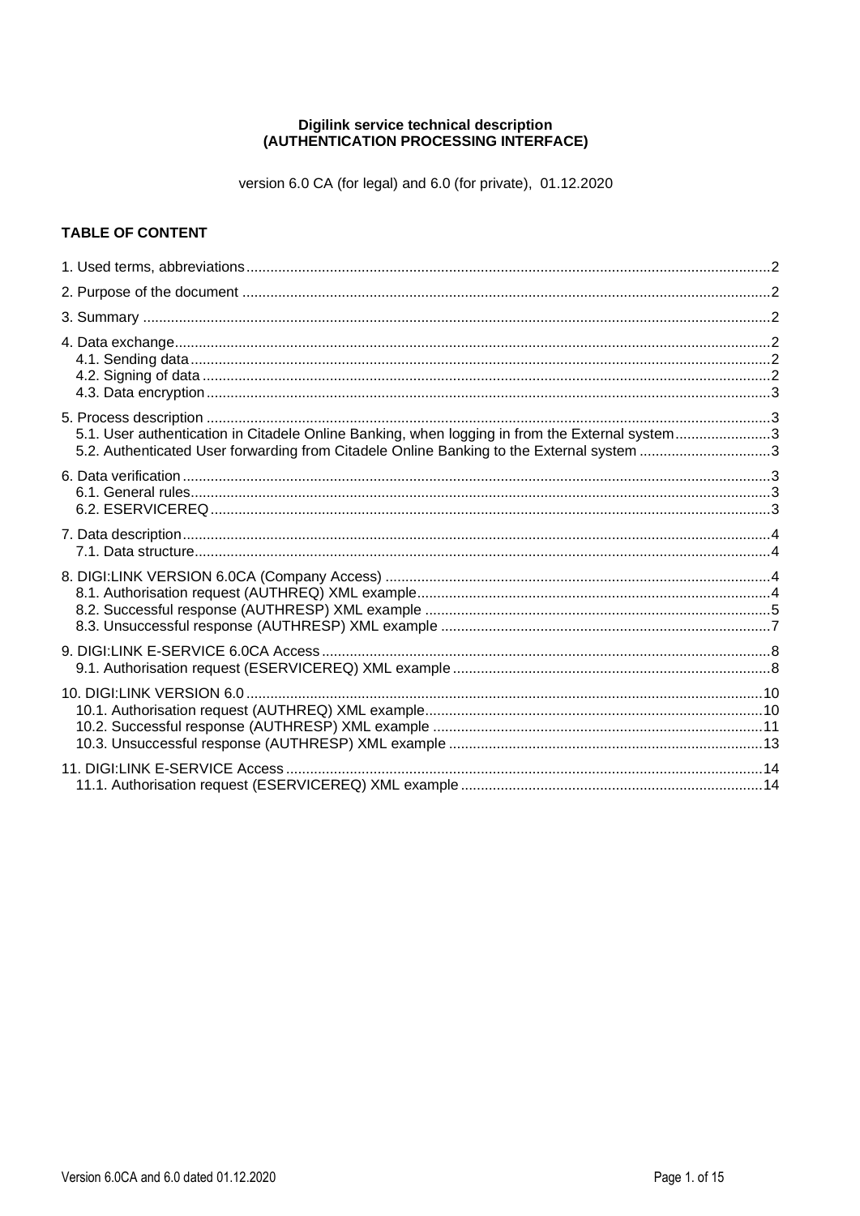**Digilink service technical description**
**(AUTHENTICATION PROCESSING INTERFACE)**

version 6.0 CA (for legal) and 6.0 (for private), 01.12.2020

## TABLE OF CONTENT

1. Used terms, abbreviations .......... 2
2. Purpose of the document .......... 2
3. Summary .......... 2
4. Data exchange .......... 2
   - 4.1. Sending data .......... 2
   - 4.2. Signing of data .......... 2
   - 4.3. Data encryption .......... 3
5. Process description .......... 3
   - 5.1. User authentication in Citadele Online Banking, when logging in from the External system .......... 3
   - 5.2. Authenticated User forwarding from Citadele Online Banking to the External system .......... 3
6. Data verification .......... 3
   - 6.1. General rules .......... 3
   - 6.2. ESERVICEREQ .......... 3
7. Data description .......... 4
   - 7.1. Data structure .......... 4
8. DIGI:LINK VERSION 6.0CA (Company Access) .......... 4
   - 8.1. Authorisation request (AUTHREQ) XML example .......... 4
   - 8.2. Successful response (AUTHRESP) XML example .......... 5
   - 8.3. Unsuccessful response (AUTHRESP) XML example .......... 7
9. DIGI:LINK E-SERVICE 6.0CA Access .......... 8
   - 9.1. Authorisation request (ESERVICEREQ) XML example .......... 8
10. DIGI:LINK VERSION 6.0 .......... 10
    - 10.1. Authorisation request (AUTHREQ) XML example .......... 10
    - 10.2. Successful response (AUTHRESP) XML example .......... 11
    - 10.3. Unsuccessful response (AUTHRESP) XML example .......... 13
11. DIGI:LINK E-SERVICE Access .......... 14
    - 11.1. Authorisation request (ESERVICEREQ) XML example .......... 14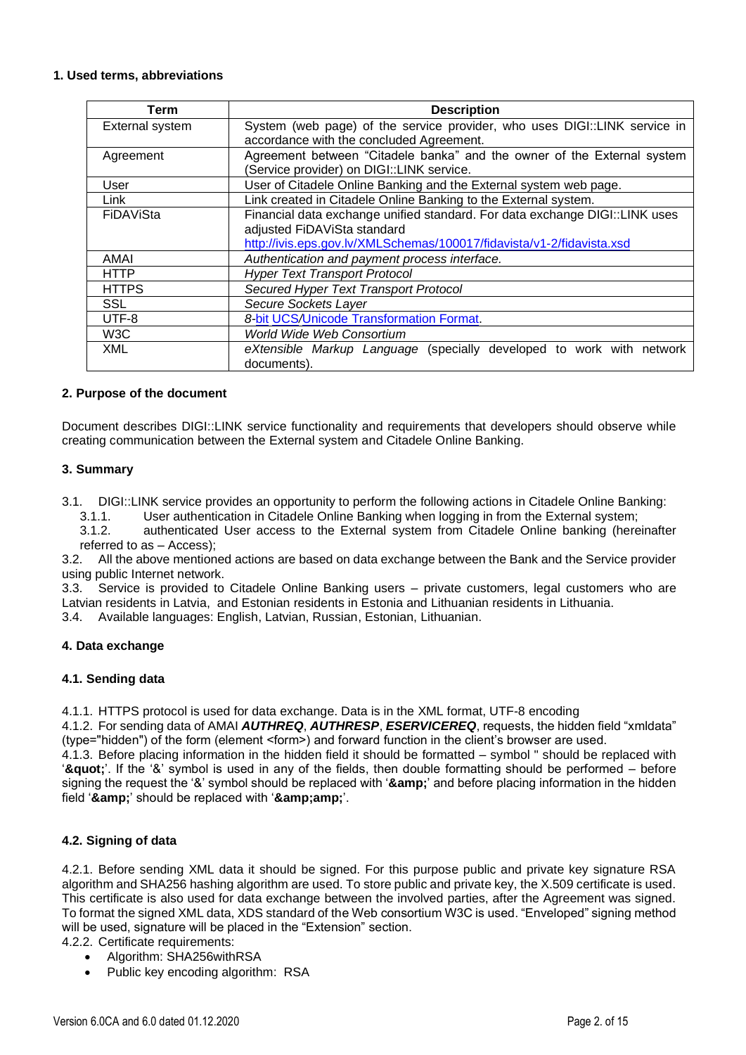## 1. Used terms, abbreviations

| Term | Description |
|---|---|
| External system | System (web page) of the service provider, who uses DIGI::LINK service in accordance with the concluded Agreement. |
| Agreement | Agreement between "Citadele banka" and the owner of the External system (Service provider) on DIGI::LINK service. |
| User | User of Citadele Online Banking and the External system web page. |
| Link | Link created in Citadele Online Banking to the External system. |
| FiDAViSta | Financial data exchange unified standard. For data exchange DIGI::LINK uses adjusted FiDAViSta standard http://ivis.eps.gov.lv/XMLSchemas/100017/fidavista/v1-2/fidavista.xsd |
| AMAI | *Authentication and payment process interface.* |
| HTTP | *Hyper Text Transport Protocol* |
| HTTPS | *Secured Hyper Text Transport Protocol* |
| SSL | *Secure Sockets Layer* |
| UTF-8 | *8-bit UCS/Unicode Transformation Format.* |
| W3C | *World Wide Web Consortium* |
| XML | *eXtensible Markup Language* (specially developed to work with network documents). |

## 2. Purpose of the document

Document describes DIGI::LINK service functionality and requirements that developers should observe while creating communication between the External system and Citadele Online Banking.

## 3. Summary

3.1. DIGI::LINK service provides an opportunity to perform the following actions in Citadele Online Banking:

3.1.1. User authentication in Citadele Online Banking when logging in from the External system;

3.1.2. authenticated User access to the External system from Citadele Online banking (hereinafter referred to as – Access);

3.2. All the above mentioned actions are based on data exchange between the Bank and the Service provider using public Internet network.

3.3. Service is provided to Citadele Online Banking users – private customers, legal customers who are Latvian residents in Latvia, and Estonian residents in Estonia and Lithuanian residents in Lithuania.

3.4. Available languages: English, Latvian, Russian, Estonian, Lithuanian.

## 4. Data exchange

### 4.1. Sending data

4.1.1. HTTPS protocol is used for data exchange. Data is in the XML format, UTF-8 encoding

4.1.2. For sending data of AMAI ***AUTHREQ***, ***AUTHRESP***, ***ESERVICEREQ***, requests, the hidden field "xmldata" (type="hidden") of the form (element <form>) and forward function in the client's browser are used.

4.1.3. Before placing information in the hidden field it should be formatted – symbol " should be replaced with '**&quot;**'. If the '&' symbol is used in any of the fields, then double formatting should be performed – before signing the request the '&' symbol should be replaced with '**&amp;**' and before placing information in the hidden field '**&amp;**' should be replaced with '**&amp;amp;**'.

### 4.2. Signing of data

4.2.1. Before sending XML data it should be signed. For this purpose public and private key signature RSA algorithm and SHA256 hashing algorithm are used. To store public and private key, the X.509 certificate is used. This certificate is also used for data exchange between the involved parties, after the Agreement was signed. To format the signed XML data, XDS standard of the Web consortium W3C is used. "Enveloped" signing method will be used, signature will be placed in the "Extension" section.

4.2.2. Certificate requirements:

- Algorithm: SHA256withRSA
- Public key encoding algorithm: RSA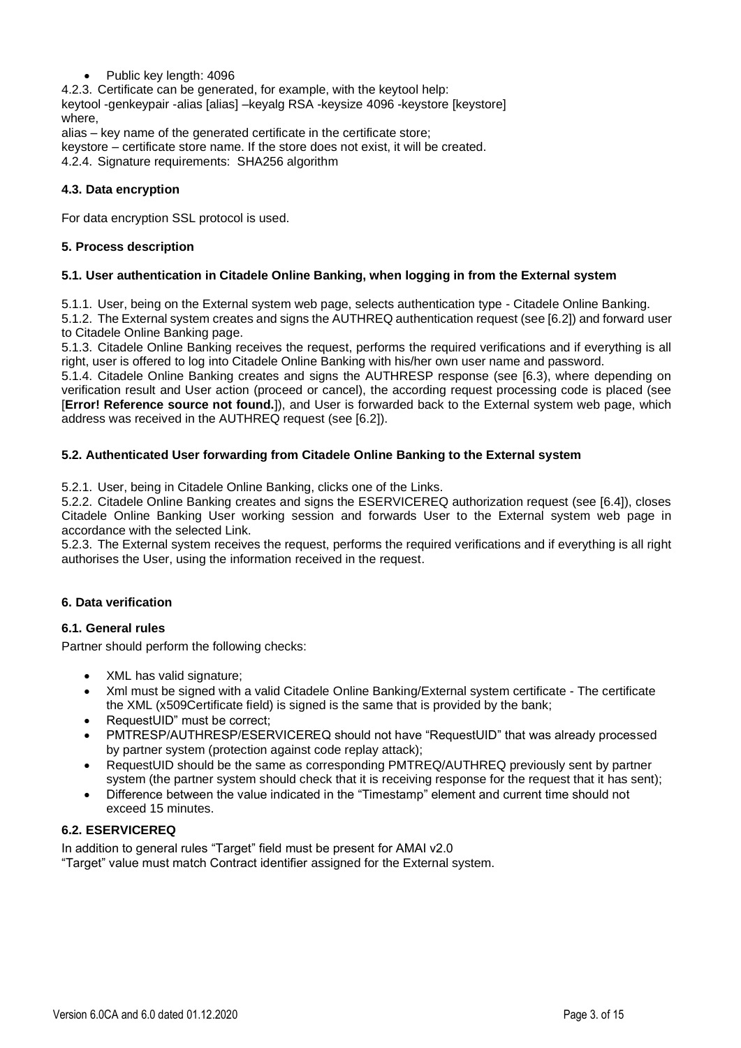- Public key length: 4096

4.2.3. Certificate can be generated, for example, with the keytool help:

keytool -genkeypair -alias [alias] –keyalg RSA -keysize 4096 -keystore [keystore]

where,

alias – key name of the generated certificate in the certificate store;

keystore – certificate store name. If the store does not exist, it will be created.

4.2.4. Signature requirements: SHA256 algorithm

### 4.3. Data encryption

For data encryption SSL protocol is used.

## 5. Process description

### 5.1. User authentication in Citadele Online Banking, when logging in from the External system

5.1.1. User, being on the External system web page, selects authentication type - Citadele Online Banking.

5.1.2. The External system creates and signs the AUTHREQ authentication request (see [6.2]) and forward user to Citadele Online Banking page.

5.1.3. Citadele Online Banking receives the request, performs the required verifications and if everything is all right, user is offered to log into Citadele Online Banking with his/her own user name and password.

5.1.4. Citadele Online Banking creates and signs the AUTHRESP response (see [6.3), where depending on verification result and User action (proceed or cancel), the according request processing code is placed (see [**Error! Reference source not found.**]), and User is forwarded back to the External system web page, which address was received in the AUTHREQ request (see [6.2]).

### 5.2. Authenticated User forwarding from Citadele Online Banking to the External system

5.2.1. User, being in Citadele Online Banking, clicks one of the Links.

5.2.2. Citadele Online Banking creates and signs the ESERVICEREQ authorization request (see [6.4]), closes Citadele Online Banking User working session and forwards User to the External system web page in accordance with the selected Link.

5.2.3. The External system receives the request, performs the required verifications and if everything is all right authorises the User, using the information received in the request.

## 6. Data verification

### 6.1. General rules

Partner should perform the following checks:

- XML has valid signature;
- Xml must be signed with a valid Citadele Online Banking/External system certificate - The certificate the XML (x509Certificate field) is signed is the same that is provided by the bank;
- RequestUID" must be correct;
- PMTRESP/AUTHRESP/ESERVICEREQ should not have "RequestUID" that was already processed by partner system (protection against code replay attack);
- RequestUID should be the same as corresponding PMTREQ/AUTHREQ previously sent by partner system (the partner system should check that it is receiving response for the request that it has sent);
- Difference between the value indicated in the "Timestamp" element and current time should not exceed 15 minutes.

### 6.2. ESERVICEREQ

In addition to general rules "Target" field must be present for AMAI v2.0

"Target" value must match Contract identifier assigned for the External system.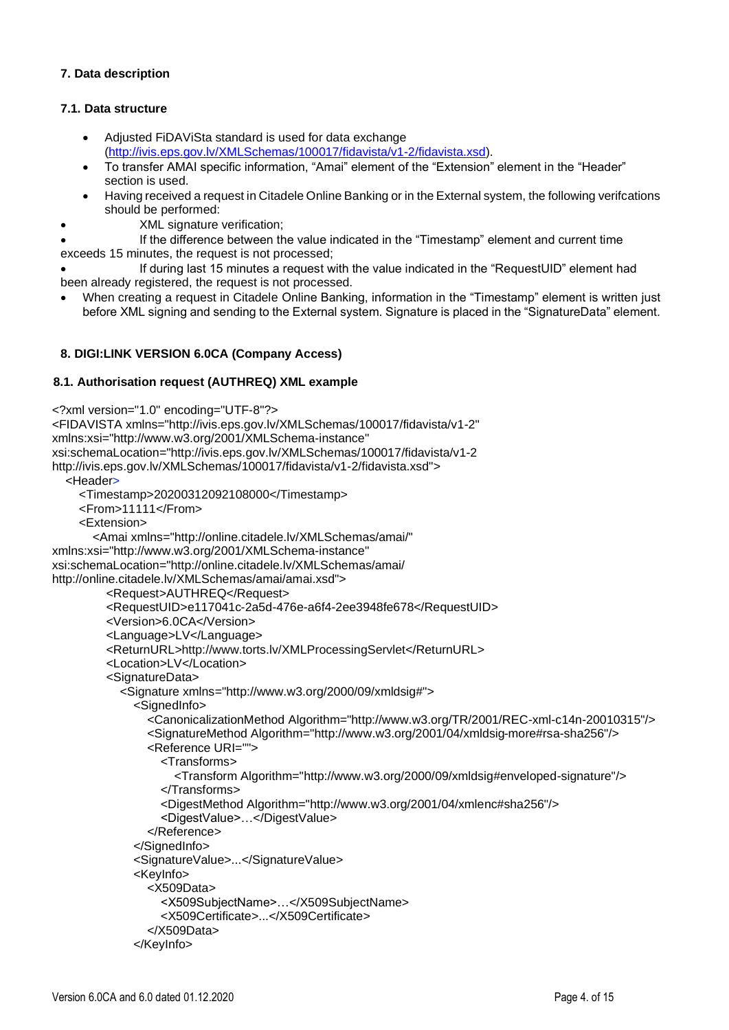### 7. Data description

#### 7.1. Data structure

- Adjusted FiDAViSta standard is used for data exchange (http://ivis.eps.gov.lv/XMLSchemas/100017/fidavista/v1-2/fidavista.xsd).
- To transfer AMAI specific information, "Amai" element of the "Extension" element in the "Header" section is used.
- Having received a request in Citadele Online Banking or in the External system, the following verifcations should be performed:
- XML signature verification;
- If the difference between the value indicated in the "Timestamp" element and current time exceeds 15 minutes, the request is not processed;
- If during last 15 minutes a request with the value indicated in the "RequestUID" element had been already registered, the request is not processed.
- When creating a request in Citadele Online Banking, information in the "Timestamp" element is written just before XML signing and sending to the External system. Signature is placed in the "SignatureData" element.

### 8. DIGI:LINK VERSION 6.0CA (Company Access)

#### 8.1. Authorisation request (AUTHREQ) XML example

```
<?xml version="1.0" encoding="UTF-8"?>
<FIDAVISTA xmlns="http://ivis.eps.gov.lv/XMLSchemas/100017/fidavista/v1-2"
xmlns:xsi="http://www.w3.org/2001/XMLSchema-instance"
xsi:schemaLocation="http://ivis.eps.gov.lv/XMLSchemas/100017/fidavista/v1-2
http://ivis.eps.gov.lv/XMLSchemas/100017/fidavista/v1-2/fidavista.xsd">
  <Header>
    <Timestamp>20200312092108000</Timestamp>
    <From>11111</From>
    <Extension>
      <Amai xmlns="http://online.citadele.lv/XMLSchemas/amai/"
xmlns:xsi="http://www.w3.org/2001/XMLSchema-instance"
xsi:schemaLocation="http://online.citadele.lv/XMLSchemas/amai/
http://online.citadele.lv/XMLSchemas/amai/amai.xsd">
        <Request>AUTHREQ</Request>
        <RequestUID>e117041c-2a5d-476e-a6f4-2ee3948fe678</RequestUID>
        <Version>6.0CA</Version>
        <Language>LV</Language>
        <ReturnURL>http://www.torts.lv/XMLProcessingServlet</ReturnURL>
        <Location>LV</Location>
        <SignatureData>
          <Signature xmlns="http://www.w3.org/2000/09/xmldsig#">
            <SignedInfo>
              <CanonicalizationMethod Algorithm="http://www.w3.org/TR/2001/REC-xml-c14n-20010315"/>
              <SignatureMethod Algorithm="http://www.w3.org/2001/04/xmldsig-more#rsa-sha256"/>
              <Reference URI="">
                <Transforms>
                  <Transform Algorithm="http://www.w3.org/2000/09/xmldsig#enveloped-signature"/>
                </Transforms>
                <DigestMethod Algorithm="http://www.w3.org/2001/04/xmlenc#sha256"/>
                <DigestValue>…</DigestValue>
              </Reference>
            </SignedInfo>
            <SignatureValue>...</SignatureValue>
            <KeyInfo>
              <X509Data>
                <X509SubjectName>…</X509SubjectName>
                <X509Certificate>...</X509Certificate>
              </X509Data>
            </KeyInfo>
```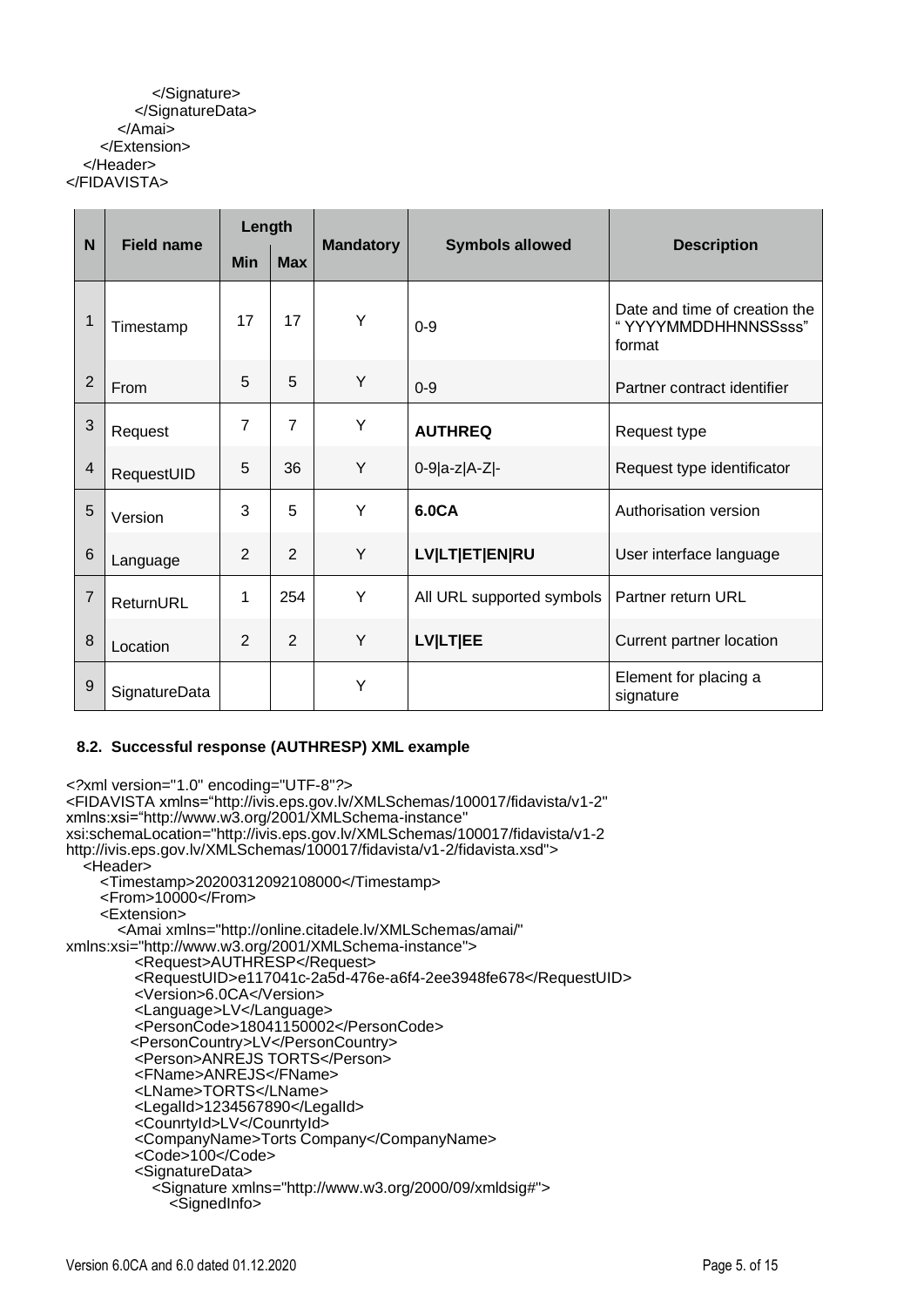```
            </Signature>
         </SignatureData>
      </Amai>
   </Extension>
  </Header>
</FIDAVISTA>
```

| N | Field name | Length | | Mandatory | Symbols allowed | Description |
|---|---|---|---|---|---|---|
| | | Min | Max | | | |
| 1 | Timestamp | 17 | 17 | Y | 0-9 | Date and time of creation the " YYYYMMDDHHNNSSsss" format |
| 2 | From | 5 | 5 | Y | 0-9 | Partner contract identifier |
| 3 | Request | 7 | 7 | Y | **AUTHREQ** | Request type |
| 4 | RequestUID | 5 | 36 | Y | 0-9\|a-z\|A-Z\|- | Request type identificator |
| 5 | Version | 3 | 5 | Y | **6.0CA** | Authorisation version |
| 6 | Language | 2 | 2 | Y | **LV\|LT\|ET\|EN\|RU** | User interface language |
| 7 | ReturnURL | 1 | 254 | Y | All URL supported symbols | Partner return URL |
| 8 | Location | 2 | 2 | Y | **LV\|LT\|EE** | Current partner location |
| 9 | SignatureData | | | Y | | Element for placing a signature |

### 8.2. Successful response (AUTHRESP) XML example

```
<?xml version="1.0" encoding="UTF-8"?>
<FIDAVISTA xmlns="http://ivis.eps.gov.lv/XMLSchemas/100017/fidavista/v1-2"
xmlns:xsi="http://www.w3.org/2001/XMLSchema-instance"
xsi:schemaLocation="http://ivis.eps.gov.lv/XMLSchemas/100017/fidavista/v1-2
http://ivis.eps.gov.lv/XMLSchemas/100017/fidavista/v1-2/fidavista.xsd">
  <Header>
    <Timestamp>20200312092108000</Timestamp>
    <From>10000</From>
    <Extension>
      <Amai xmlns="http://online.citadele.lv/XMLSchemas/amai/"
xmlns:xsi="http://www.w3.org/2001/XMLSchema-instance">
         <Request>AUTHRESP</Request>
         <RequestUID>e117041c-2a5d-476e-a6f4-2ee3948fe678</RequestUID>
         <Version>6.0CA</Version>
         <Language>LV</Language>
         <PersonCode>18041150002</PersonCode>
         <PersonCountry>LV</PersonCountry>
         <Person>ANREJS TORTS</Person>
         <FName>ANREJS</FName>
         <LName>TORTS</LName>
         <LegalId>1234567890</LegalId>
         <CounrtyId>LV</CounrtyId>
         <CompanyName>Torts Company</CompanyName>
         <Code>100</Code>
         <SignatureData>
            <Signature xmlns="http://www.w3.org/2000/09/xmldsig#">
               <SignedInfo>
```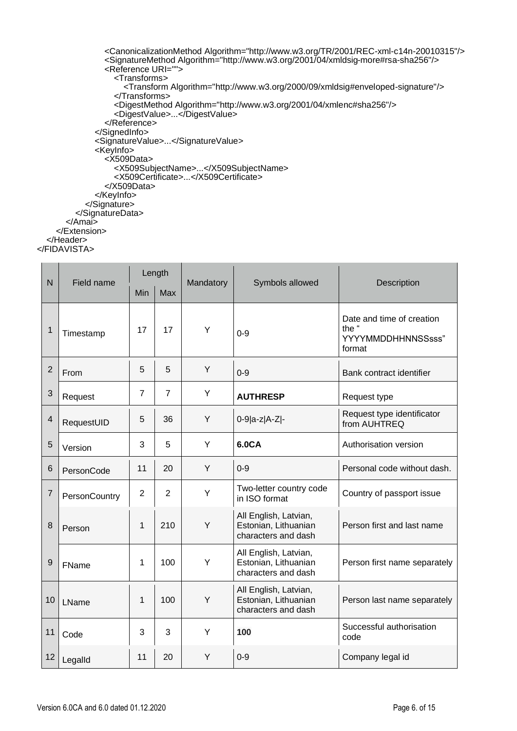```
                <CanonicalizationMethod Algorithm="http://www.w3.org/TR/2001/REC-xml-c14n-20010315"/>
                <SignatureMethod Algorithm="http://www.w3.org/2001/04/xmldsig-more#rsa-sha256"/>
                <Reference URI="">
                   <Transforms>
                      <Transform Algorithm="http://www.w3.org/2000/09/xmldsig#enveloped-signature"/>
                   </Transforms>
                   <DigestMethod Algorithm="http://www.w3.org/2001/04/xmlenc#sha256"/>
                   <DigestValue>...</DigestValue>
                </Reference>
             </SignedInfo>
             <SignatureValue>...</SignatureValue>
             <KeyInfo>
                <X509Data>
                   <X509SubjectName>...</X509SubjectName>
                   <X509Certificate>...</X509Certificate>
                </X509Data>
             </KeyInfo>
          </Signature>
       </SignatureData>
     </Amai>
   </Extension>
 </Header>
</FIDAVISTA>
```

| N | Field name | Length | | Mandatory | Symbols allowed | Description |
|---|---|---|---|---|---|---|
| | | Min | Max | | | |
| 1 | Timestamp | 17 | 17 | Y | 0-9 | Date and time of creation the " YYYYMMDDHHNNSSsss" format |
| 2 | From | 5 | 5 | Y | 0-9 | Bank contract identifier |
| 3 | Request | 7 | 7 | Y | **AUTHRESP** | Request type |
| 4 | RequestUID | 5 | 36 | Y | 0-9\|a-z\|A-Z\|- | Request type identificator from AUHTREQ |
| 5 | Version | 3 | 5 | Y | **6.0CA** | Authorisation version |
| 6 | PersonCode | 11 | 20 | Y | 0-9 | Personal code without dash. |
| 7 | PersonCountry | 2 | 2 | Y | Two-letter country code in ISO format | Country of passport issue |
| 8 | Person | 1 | 210 | Y | All English, Latvian, Estonian, Lithuanian characters and dash | Person first and last name |
| 9 | FName | 1 | 100 | Y | All English, Latvian, Estonian, Lithuanian characters and dash | Person first name separately |
| 10 | LName | 1 | 100 | Y | All English, Latvian, Estonian, Lithuanian characters and dash | Person last name separately |
| 11 | Code | 3 | 3 | Y | **100** | Successful authorisation code |
| 12 | LegalId | 11 | 20 | Y | 0-9 | Company legal id |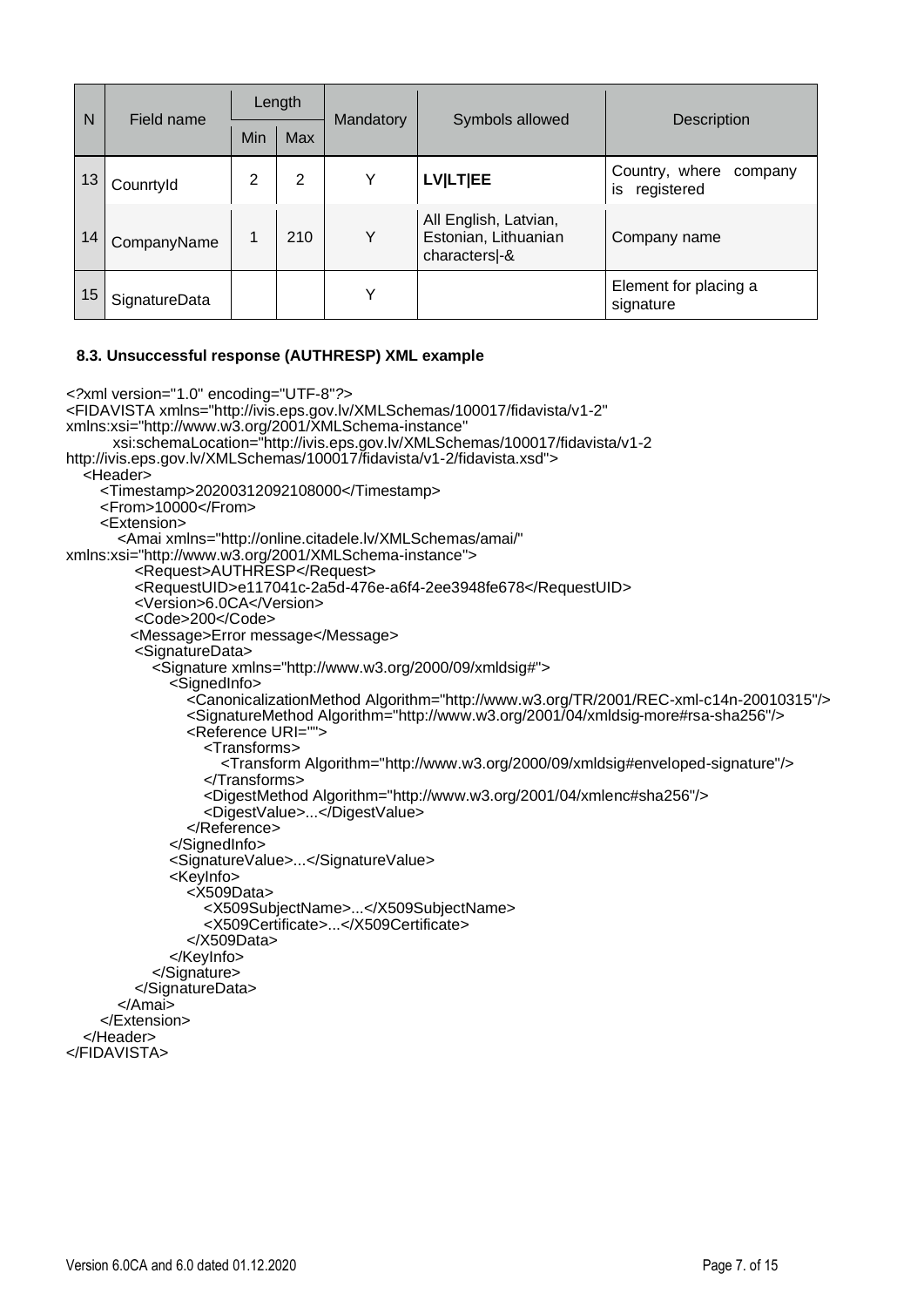| N | Field name | Length | | Mandatory | Symbols allowed | Description |
|---|---|---|---|---|---|---|
| | | Min | Max | | | |
| 13 | CounrtyId | 2 | 2 | Y | **LV\|LT\|EE** | Country, where company is registered |
| 14 | CompanyName | 1 | 210 | Y | All English, Latvian, Estonian, Lithuanian characters\|-& | Company name |
| 15 | SignatureData | | | Y | | Element for placing a signature |

### 8.3. Unsuccessful response (AUTHRESP) XML example

```
<?xml version="1.0" encoding="UTF-8"?>
<FIDAVISTA xmlns="http://ivis.eps.gov.lv/XMLSchemas/100017/fidavista/v1-2"
xmlns:xsi="http://www.w3.org/2001/XMLSchema-instance"
        xsi:schemaLocation="http://ivis.eps.gov.lv/XMLSchemas/100017/fidavista/v1-2
http://ivis.eps.gov.lv/XMLSchemas/100017/fidavista/v1-2/fidavista.xsd">
   <Header>
      <Timestamp>20200312092108000</Timestamp>
      <From>10000</From>
      <Extension>
         <Amai xmlns="http://online.citadele.lv/XMLSchemas/amai/"
xmlns:xsi="http://www.w3.org/2001/XMLSchema-instance">
            <Request>AUTHRESP</Request>
            <RequestUID>e117041c-2a5d-476e-a6f4-2ee3948fe678</RequestUID>
            <Version>6.0CA</Version>
            <Code>200</Code>
            <Message>Error message</Message>
            <SignatureData>
               <Signature xmlns="http://www.w3.org/2000/09/xmldsig#">
                  <SignedInfo>
                     <CanonicalizationMethod Algorithm="http://www.w3.org/TR/2001/REC-xml-c14n-20010315"/>
                     <SignatureMethod Algorithm="http://www.w3.org/2001/04/xmldsig-more#rsa-sha256"/>
                     <Reference URI="">
                        <Transforms>
                           <Transform Algorithm="http://www.w3.org/2000/09/xmldsig#enveloped-signature"/>
                        </Transforms>
                        <DigestMethod Algorithm="http://www.w3.org/2001/04/xmlenc#sha256"/>
                        <DigestValue>...</DigestValue>
                     </Reference>
                  </SignedInfo>
                  <SignatureValue>...</SignatureValue>
                  <KeyInfo>
                     <X509Data>
                        <X509SubjectName>...</X509SubjectName>
                        <X509Certificate>...</X509Certificate>
                     </X509Data>
                  </KeyInfo>
               </Signature>
            </SignatureData>
         </Amai>
      </Extension>
   </Header>
</FIDAVISTA>
```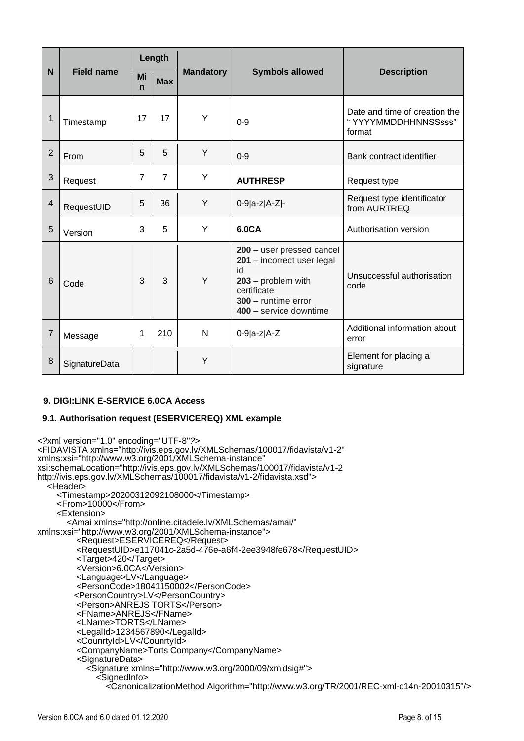| N | Field name | Length | | Mandatory | Symbols allowed | Description |
|---|---|---|---|---|---|---|
| | | Min | Max | | | |
| 1 | Timestamp | 17 | 17 | Y | 0-9 | Date and time of creation the " YYYYMMDDHHNNSSsss" format |
| 2 | From | 5 | 5 | Y | 0-9 | Bank contract identifier |
| 3 | Request | 7 | 7 | Y | **AUTHRESP** | Request type |
| 4 | RequestUID | 5 | 36 | Y | 0-9\|a-z\|A-Z\|- | Request type identificator from AURTREQ |
| 5 | Version | 3 | 5 | Y | **6.0CA** | Authorisation version |
| 6 | Code | 3 | 3 | Y | **200** – user pressed cancel<br>**201** – incorrect user legal id<br>**203** – problem with certificate<br>**300** – runtime error<br>**400** – service downtime | Unsuccessful authorisation code |
| 7 | Message | 1 | 210 | N | 0-9\|a-z\|A-Z | Additional information about error |
| 8 | SignatureData | | | Y | | Element for placing a signature |

## 9. DIGI:LINK E-SERVICE 6.0CA Access

### 9.1. Authorisation request (ESERVICEREQ) XML example

```
<?xml version="1.0" encoding="UTF-8"?>
<FIDAVISTA xmlns="http://ivis.eps.gov.lv/XMLSchemas/100017/fidavista/v1-2"
xmlns:xsi="http://www.w3.org/2001/XMLSchema-instance"
xsi:schemaLocation="http://ivis.eps.gov.lv/XMLSchemas/100017/fidavista/v1-2
http://ivis.eps.gov.lv/XMLSchemas/100017/fidavista/v1-2/fidavista.xsd">
   <Header>
      <Timestamp>20200312092108000</Timestamp>
      <From>10000</From>
      <Extension>
         <Amai xmlns="http://online.citadele.lv/XMLSchemas/amai/"
xmlns:xsi="http://www.w3.org/2001/XMLSchema-instance">
            <Request>ESERVICEREQ</Request>
            <RequestUID>e117041c-2a5d-476e-a6f4-2ee3948fe678</RequestUID>
            <Target>420</Target>
            <Version>6.0CA</Version>
            <Language>LV</Language>
            <PersonCode>18041150002</PersonCode>
            <PersonCountry>LV</PersonCountry>
            <Person>ANREJS TORTS</Person>
            <FName>ANREJS</FName>
            <LName>TORTS</LName>
            <LegalId>1234567890</LegalId>
            <CounrtyId>LV</CounrtyId>
            <CompanyName>Torts Company</CompanyName>
            <SignatureData>
               <Signature xmlns="http://www.w3.org/2000/09/xmldsig#">
                  <SignedInfo>
                     <CanonicalizationMethod Algorithm="http://www.w3.org/TR/2001/REC-xml-c14n-20010315"/>
```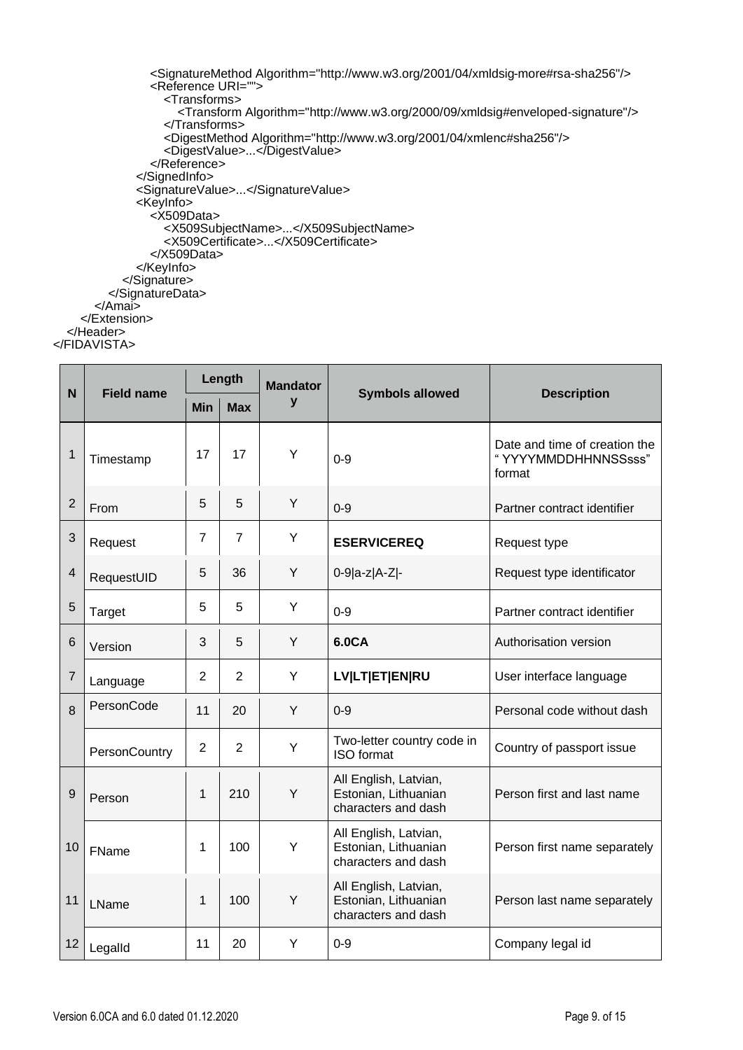```
                <SignatureMethod Algorithm="http://www.w3.org/2001/04/xmldsig-more#rsa-sha256"/>
                <Reference URI="">
                    <Transforms>
                        <Transform Algorithm="http://www.w3.org/2000/09/xmldsig#enveloped-signature"/>
                    </Transforms>
                    <DigestMethod Algorithm="http://www.w3.org/2001/04/xmlenc#sha256"/>
                    <DigestValue>...</DigestValue>
                </Reference>
            </SignedInfo>
            <SignatureValue>...</SignatureValue>
            <KeyInfo>
                <X509Data>
                    <X509SubjectName>...</X509SubjectName>
                    <X509Certificate>...</X509Certificate>
                </X509Data>
            </KeyInfo>
        </Signature>
      </SignatureData>
    </Amai>
  </Extension>
 </Header>
</FIDAVISTA>
```

| N | Field name | Length | | Mandatory | Symbols allowed | Description |
|---|---|---|---|---|---|---|
| | | Min | Max | | | |
| 1 | Timestamp | 17 | 17 | Y | 0-9 | Date and time of creation the " YYYYMMDDHHNNSSsss" format |
| 2 | From | 5 | 5 | Y | 0-9 | Partner contract identifier |
| 3 | Request | 7 | 7 | Y | **ESERVICEREQ** | Request type |
| 4 | RequestUID | 5 | 36 | Y | 0-9\|a-z\|A-Z\|- | Request type identificator |
| 5 | Target | 5 | 5 | Y | 0-9 | Partner contract identifier |
| 6 | Version | 3 | 5 | Y | **6.0CA** | Authorisation version |
| 7 | Language | 2 | 2 | Y | **LV\|LT\|ET\|EN\|RU** | User interface language |
| 8 | PersonCode | 11 | 20 | Y | 0-9 | Personal code without dash |
| | PersonCountry | 2 | 2 | Y | Two-letter country code in ISO format | Country of passport issue |
| 9 | Person | 1 | 210 | Y | All English, Latvian, Estonian, Lithuanian characters and dash | Person first and last name |
| 10 | FName | 1 | 100 | Y | All English, Latvian, Estonian, Lithuanian characters and dash | Person first name separately |
| 11 | LName | 1 | 100 | Y | All English, Latvian, Estonian, Lithuanian characters and dash | Person last name separately |
| 12 | LegalId | 11 | 20 | Y | 0-9 | Company legal id |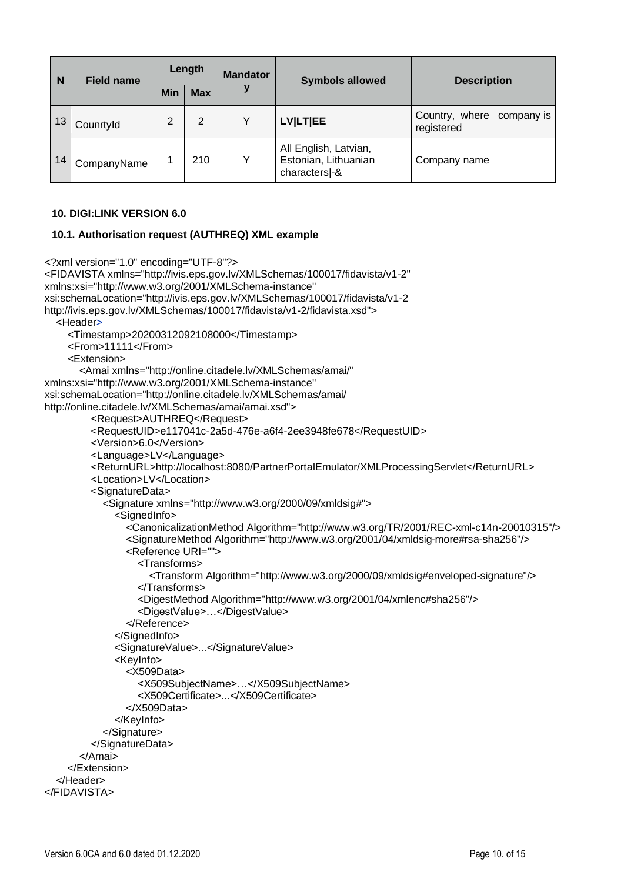| N | Field name | Length | | Mandatory | Symbols allowed | Description |
|---|---|---|---|---|---|---|
| | | Min | Max | | | |
| 13 | CounrtyId | 2 | 2 | Y | **LV\|LT\|EE** | Country, where company is registered |
| 14 | CompanyName | 1 | 210 | Y | All English, Latvian, Estonian, Lithuanian characters\|-& | Company name |

#### 10. DIGI:LINK VERSION 6.0

#### 10.1. Authorisation request (AUTHREQ) XML example

```
<?xml version="1.0" encoding="UTF-8"?>
<FIDAVISTA xmlns="http://ivis.eps.gov.lv/XMLSchemas/100017/fidavista/v1-2"
xmlns:xsi="http://www.w3.org/2001/XMLSchema-instance"
xsi:schemaLocation="http://ivis.eps.gov.lv/XMLSchemas/100017/fidavista/v1-2
http://ivis.eps.gov.lv/XMLSchemas/100017/fidavista/v1-2/fidavista.xsd">
  <Header>
    <Timestamp>20200312092108000</Timestamp>
    <From>11111</From>
    <Extension>
      <Amai xmlns="http://online.citadele.lv/XMLSchemas/amai/"
xmlns:xsi="http://www.w3.org/2001/XMLSchema-instance"
xsi:schemaLocation="http://online.citadele.lv/XMLSchemas/amai/
http://online.citadele.lv/XMLSchemas/amai/amai.xsd">
        <Request>AUTHREQ</Request>
        <RequestUID>e117041c-2a5d-476e-a6f4-2ee3948fe678</RequestUID>
        <Version>6.0</Version>
        <Language>LV</Language>
        <ReturnURL>http://localhost:8080/PartnerPortalEmulator/XMLProcessingServlet</ReturnURL>
        <Location>LV</Location>
        <SignatureData>
          <Signature xmlns="http://www.w3.org/2000/09/xmldsig#">
            <SignedInfo>
              <CanonicalizationMethod Algorithm="http://www.w3.org/TR/2001/REC-xml-c14n-20010315"/>
              <SignatureMethod Algorithm="http://www.w3.org/2001/04/xmldsig-more#rsa-sha256"/>
              <Reference URI="">
                <Transforms>
                  <Transform Algorithm="http://www.w3.org/2000/09/xmldsig#enveloped-signature"/>
                </Transforms>
                <DigestMethod Algorithm="http://www.w3.org/2001/04/xmlenc#sha256"/>
                <DigestValue>…</DigestValue>
              </Reference>
            </SignedInfo>
            <SignatureValue>...</SignatureValue>
            <KeyInfo>
              <X509Data>
                <X509SubjectName>…</X509SubjectName>
                <X509Certificate>...</X509Certificate>
              </X509Data>
            </KeyInfo>
          </Signature>
        </SignatureData>
      </Amai>
    </Extension>
  </Header>
</FIDAVISTA>
```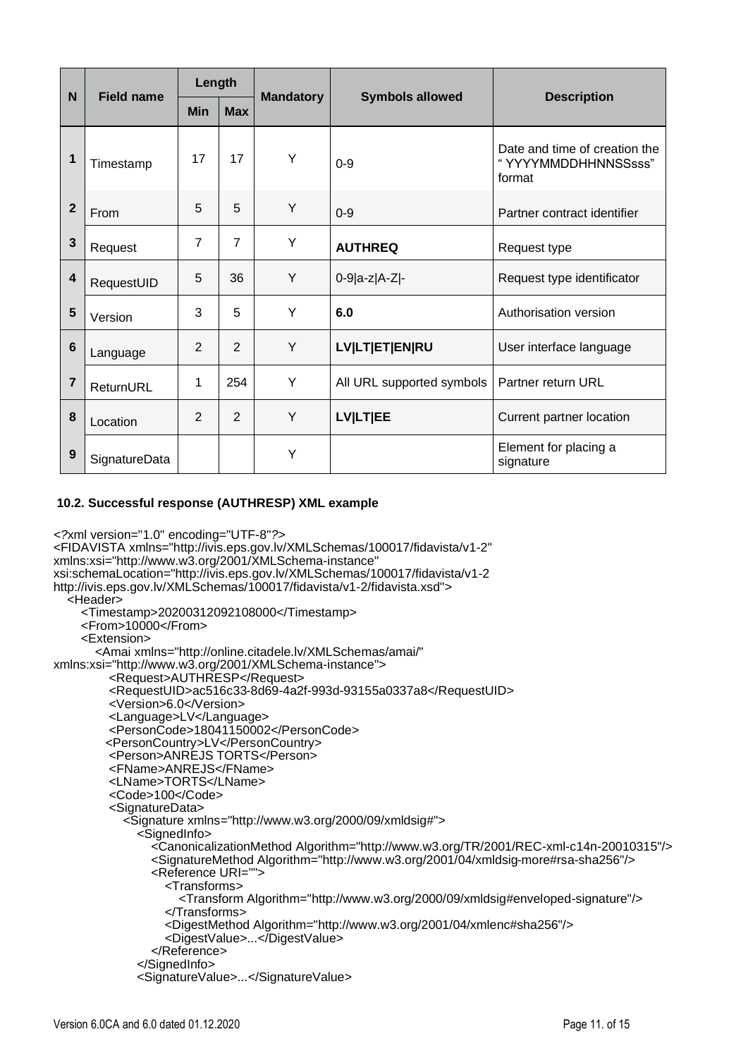| N | Field name | Length | | Mandatory | Symbols allowed | Description |
|---|---|---|---|---|---|---|
| | | Min | Max | | | |
| 1 | Timestamp | 17 | 17 | Y | 0-9 | Date and time of creation the " YYYYMMDDHHNNSSsss" format |
| 2 | From | 5 | 5 | Y | 0-9 | Partner contract identifier |
| 3 | Request | 7 | 7 | Y | **AUTHREQ** | Request type |
| 4 | RequestUID | 5 | 36 | Y | 0-9\|a-z\|A-Z\|- | Request type identificator |
| 5 | Version | 3 | 5 | Y | **6.0** | Authorisation version |
| 6 | Language | 2 | 2 | Y | **LV\|LT\|ET\|EN\|RU** | User interface language |
| 7 | ReturnURL | 1 | 254 | Y | All URL supported symbols | Partner return URL |
| 8 | Location | 2 | 2 | Y | **LV\|LT\|EE** | Current partner location |
| 9 | SignatureData | | | Y | | Element for placing a signature |

### 10.2. Successful response (AUTHRESP) XML example

```
<?xml version="1.0" encoding="UTF-8"?>
<FIDAVISTA xmlns="http://ivis.eps.gov.lv/XMLSchemas/100017/fidavista/v1-2"
xmlns:xsi="http://www.w3.org/2001/XMLSchema-instance"
xsi:schemaLocation="http://ivis.eps.gov.lv/XMLSchemas/100017/fidavista/v1-2
http://ivis.eps.gov.lv/XMLSchemas/100017/fidavista/v1-2/fidavista.xsd">
   <Header>
      <Timestamp>20200312092108000</Timestamp>
      <From>10000</From>
      <Extension>
         <Amai xmlns="http://online.citadele.lv/XMLSchemas/amai/"
xmlns:xsi="http://www.w3.org/2001/XMLSchema-instance">
            <Request>AUTHRESP</Request>
            <RequestUID>ac516c33-8d69-4a2f-993d-93155a0337a8</RequestUID>
            <Version>6.0</Version>
            <Language>LV</Language>
            <PersonCode>18041150002</PersonCode>
            <PersonCountry>LV</PersonCountry>
            <Person>ANREJS TORTS</Person>
            <FName>ANREJS</FName>
            <LName>TORTS</LName>
            <Code>100</Code>
            <SignatureData>
               <Signature xmlns="http://www.w3.org/2000/09/xmldsig#">
                  <SignedInfo>
                     <CanonicalizationMethod Algorithm="http://www.w3.org/TR/2001/REC-xml-c14n-20010315"/>
                     <SignatureMethod Algorithm="http://www.w3.org/2001/04/xmldsig-more#rsa-sha256"/>
                     <Reference URI="">
                        <Transforms>
                           <Transform Algorithm="http://www.w3.org/2000/09/xmldsig#enveloped-signature"/>
                        </Transforms>
                        <DigestMethod Algorithm="http://www.w3.org/2001/04/xmlenc#sha256"/>
                        <DigestValue>...</DigestValue>
                     </Reference>
                  </SignedInfo>
                  <SignatureValue>...</SignatureValue>
```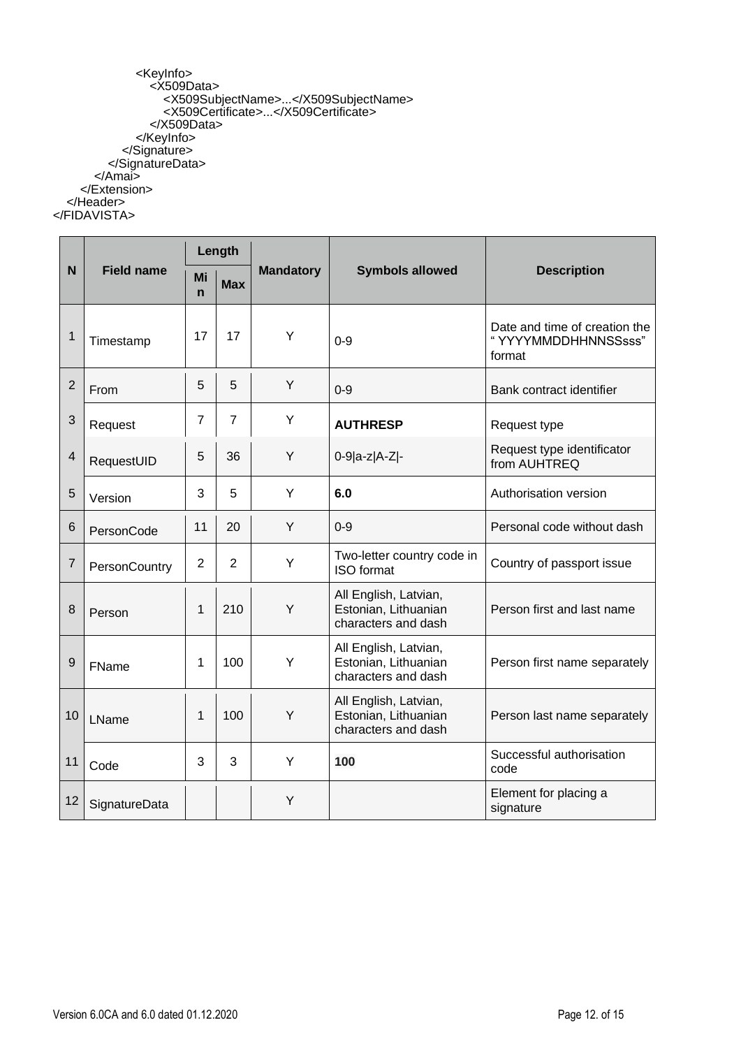```
                <KeyInfo>
                    <X509Data>
                        <X509SubjectName>...</X509SubjectName>
                        <X509Certificate>...</X509Certificate>
                    </X509Data>
                </KeyInfo>
            </Signature>
        </SignatureData>
    </Amai>
  </Extension>
 </Header>
</FIDAVISTA>
```

| N | Field name | Length | | Mandatory | Symbols allowed | Description |
|---|---|---|---|---|---|---|
| | | Min | Max | | | |
| 1 | Timestamp | 17 | 17 | Y | 0-9 | Date and time of creation the " YYYYMMDDHHNNSSsss" format |
| 2 | From | 5 | 5 | Y | 0-9 | Bank contract identifier |
| 3 | Request | 7 | 7 | Y | **AUTHRESP** | Request type |
| 4 | RequestUID | 5 | 36 | Y | 0-9\|a-z\|A-Z\|- | Request type identificator from AUHTREQ |
| 5 | Version | 3 | 5 | Y | **6.0** | Authorisation version |
| 6 | PersonCode | 11 | 20 | Y | 0-9 | Personal code without dash |
| 7 | PersonCountry | 2 | 2 | Y | Two-letter country code in ISO format | Country of passport issue |
| 8 | Person | 1 | 210 | Y | All English, Latvian, Estonian, Lithuanian characters and dash | Person first and last name |
| 9 | FName | 1 | 100 | Y | All English, Latvian, Estonian, Lithuanian characters and dash | Person first name separately |
| 10 | LName | 1 | 100 | Y | All English, Latvian, Estonian, Lithuanian characters and dash | Person last name separately |
| 11 | Code | 3 | 3 | Y | **100** | Successful authorisation code |
| 12 | SignatureData | | | Y | | Element for placing a signature |

Version 6.0CA and 6.0 dated 01.12.2020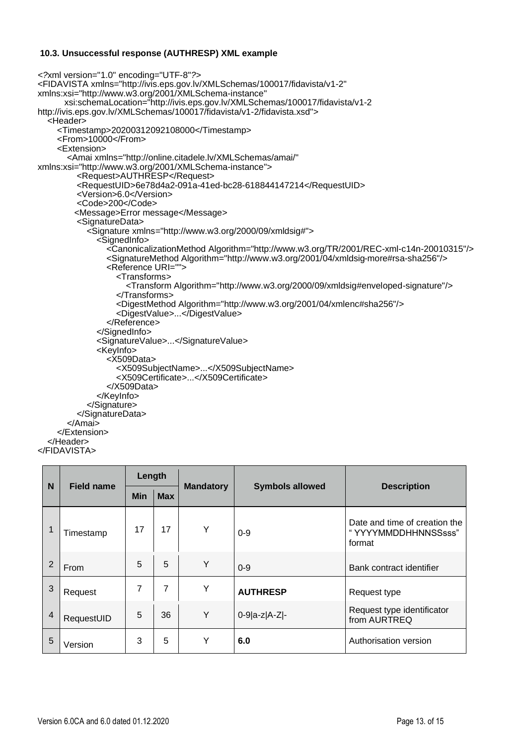### 10.3. Unsuccessful response (AUTHRESP) XML example

```
<?xml version="1.0" encoding="UTF-8"?>
<FIDAVISTA xmlns="http://ivis.eps.gov.lv/XMLSchemas/100017/fidavista/v1-2"
xmlns:xsi="http://www.w3.org/2001/XMLSchema-instance"
        xsi:schemaLocation="http://ivis.eps.gov.lv/XMLSchemas/100017/fidavista/v1-2
http://ivis.eps.gov.lv/XMLSchemas/100017/fidavista/v1-2/fidavista.xsd">
   <Header>
      <Timestamp>20200312092108000</Timestamp>
      <From>10000</From>
      <Extension>
         <Amai xmlns="http://online.citadele.lv/XMLSchemas/amai/"
xmlns:xsi="http://www.w3.org/2001/XMLSchema-instance">
            <Request>AUTHRESP</Request>
            <RequestUID>6e78d4a2-091a-41ed-bc28-618844147214</RequestUID>
            <Version>6.0</Version>
            <Code>200</Code>
            <Message>Error message</Message>
            <SignatureData>
               <Signature xmlns="http://www.w3.org/2000/09/xmldsig#">
                  <SignedInfo>
                     <CanonicalizationMethod Algorithm="http://www.w3.org/TR/2001/REC-xml-c14n-20010315"/>
                     <SignatureMethod Algorithm="http://www.w3.org/2001/04/xmldsig-more#rsa-sha256"/>
                     <Reference URI="">
                        <Transforms>
                           <Transform Algorithm="http://www.w3.org/2000/09/xmldsig#enveloped-signature"/>
                        </Transforms>
                        <DigestMethod Algorithm="http://www.w3.org/2001/04/xmlenc#sha256"/>
                        <DigestValue>...</DigestValue>
                     </Reference>
                  </SignedInfo>
                  <SignatureValue>...</SignatureValue>
                  <KeyInfo>
                     <X509Data>
                        <X509SubjectName>...</X509SubjectName>
                        <X509Certificate>...</X509Certificate>
                     </X509Data>
                  </KeyInfo>
               </Signature>
            </SignatureData>
         </Amai>
      </Extension>
   </Header>
</FIDAVISTA>
```

| N | Field name | Length | | Mandatory | Symbols allowed | Description |
|---|---|---|---|---|---|---|
| | | Min | Max | | | |
| 1 | Timestamp | 17 | 17 | Y | 0-9 | Date and time of creation the "YYYYMMDDHHNNSSsss" format |
| 2 | From | 5 | 5 | Y | 0-9 | Bank contract identifier |
| 3 | Request | 7 | 7 | Y | **AUTHRESP** | Request type |
| 4 | RequestUID | 5 | 36 | Y | 0-9\|a-z\|A-Z\|- | Request type identificator from AURTREQ |
| 5 | Version | 3 | 5 | Y | **6.0** | Authorisation version |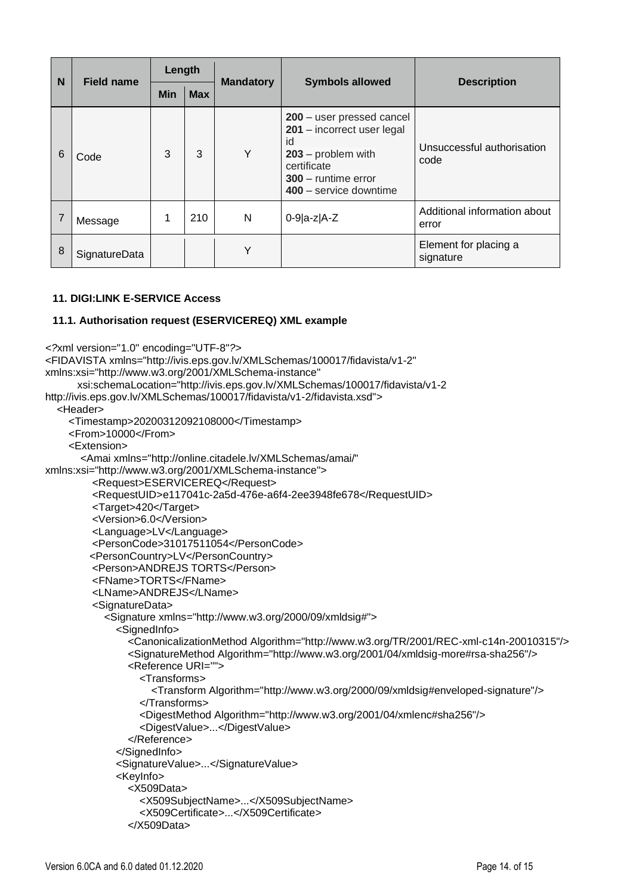| N | Field name | Length | | Mandatory | Symbols allowed | Description |
|---|---|---|---|---|---|---|
| | | Min | Max | | | |
| 6 | Code | 3 | 3 | Y | **200** – user pressed cancel<br>**201** – incorrect user legal id<br>**203** – problem with certificate<br>**300** – runtime error<br>**400** – service downtime | Unsuccessful authorisation code |
| 7 | Message | 1 | 210 | N | 0-9\|a-z\|A-Z | Additional information about error |
| 8 | SignatureData | | | Y | | Element for placing a signature |

### 11. DIGI:LINK E-SERVICE Access

#### 11.1. Authorisation request (ESERVICEREQ) XML example

```
<?xml version="1.0" encoding="UTF-8"?>
<FIDAVISTA xmlns="http://ivis.eps.gov.lv/XMLSchemas/100017/fidavista/v1-2"
xmlns:xsi="http://www.w3.org/2001/XMLSchema-instance"
       xsi:schemaLocation="http://ivis.eps.gov.lv/XMLSchemas/100017/fidavista/v1-2
http://ivis.eps.gov.lv/XMLSchemas/100017/fidavista/v1-2/fidavista.xsd">
   <Header>
      <Timestamp>20200312092108000</Timestamp>
      <From>10000</From>
      <Extension>
         <Amai xmlns="http://online.citadele.lv/XMLSchemas/amai/"
xmlns:xsi="http://www.w3.org/2001/XMLSchema-instance">
            <Request>ESERVICEREQ</Request>
            <RequestUID>e117041c-2a5d-476e-a6f4-2ee3948fe678</RequestUID>
            <Target>420</Target>
            <Version>6.0</Version>
            <Language>LV</Language>
            <PersonCode>31017511054</PersonCode>
            <PersonCountry>LV</PersonCountry>
            <Person>ANDREJS TORTS</Person>
            <FName>TORTS</FName>
            <LName>ANDREJS</LName>
            <SignatureData>
               <Signature xmlns="http://www.w3.org/2000/09/xmldsig#">
                  <SignedInfo>
                     <CanonicalizationMethod Algorithm="http://www.w3.org/TR/2001/REC-xml-c14n-20010315"/>
                     <SignatureMethod Algorithm="http://www.w3.org/2001/04/xmldsig-more#rsa-sha256"/>
                     <Reference URI="">
                        <Transforms>
                           <Transform Algorithm="http://www.w3.org/2000/09/xmldsig#enveloped-signature"/>
                        </Transforms>
                        <DigestMethod Algorithm="http://www.w3.org/2001/04/xmlenc#sha256"/>
                        <DigestValue>...</DigestValue>
                     </Reference>
                  </SignedInfo>
                  <SignatureValue>...</SignatureValue>
                  <KeyInfo>
                     <X509Data>
                        <X509SubjectName>...</X509SubjectName>
                        <X509Certificate>...</X509Certificate>
                     </X509Data>
```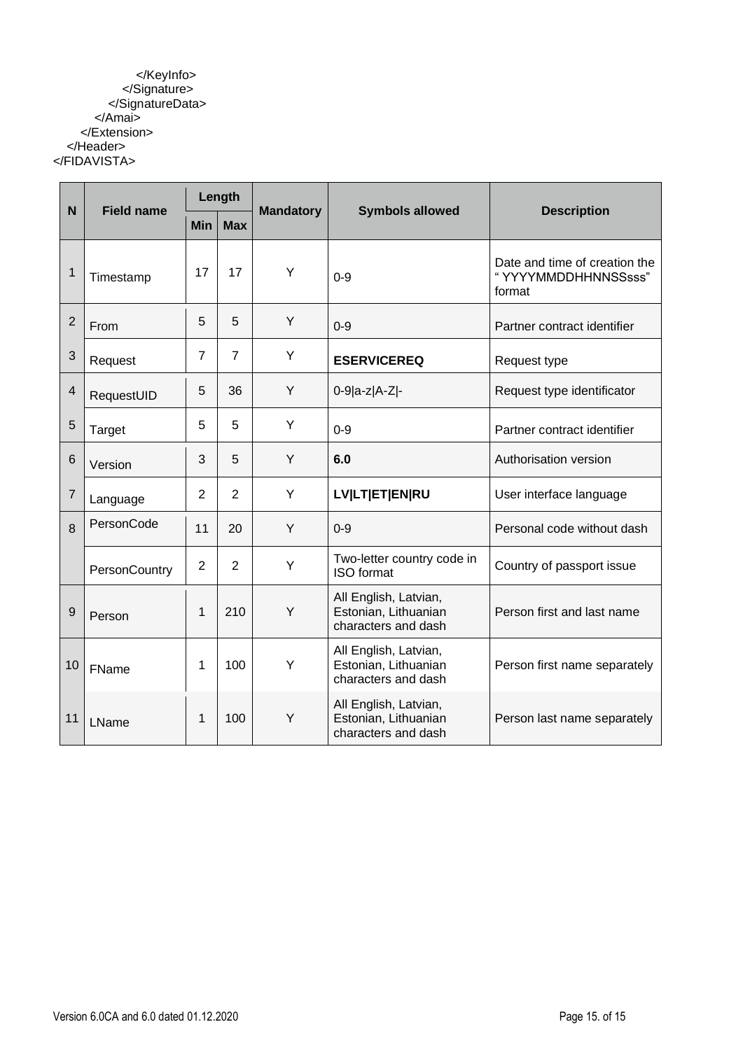```
                </KeyInfo>
            </Signature>
        </SignatureData>
      </Amai>
    </Extension>
  </Header>
</FIDAVISTA>
```

| N | Field name | Length | | Mandatory | Symbols allowed | Description |
|---|---|---|---|---|---|---|
| | | Min | Max | | | |
| 1 | Timestamp | 17 | 17 | Y | 0-9 | Date and time of creation the " YYYYMMDDHHNNSSsss" format |
| 2 | From | 5 | 5 | Y | 0-9 | Partner contract identifier |
| 3 | Request | 7 | 7 | Y | **ESERVICEREQ** | Request type |
| 4 | RequestUID | 5 | 36 | Y | 0-9\|a-z\|A-Z\|- | Request type identificator |
| 5 | Target | 5 | 5 | Y | 0-9 | Partner contract identifier |
| 6 | Version | 3 | 5 | Y | **6.0** | Authorisation version |
| 7 | Language | 2 | 2 | Y | **LV\|LT\|ET\|EN\|RU** | User interface language |
| 8 | PersonCode | 11 | 20 | Y | 0-9 | Personal code without dash |
| | PersonCountry | 2 | 2 | Y | Two-letter country code in ISO format | Country of passport issue |
| 9 | Person | 1 | 210 | Y | All English, Latvian, Estonian, Lithuanian characters and dash | Person first and last name |
| 10 | FName | 1 | 100 | Y | All English, Latvian, Estonian, Lithuanian characters and dash | Person first name separately |
| 11 | LName | 1 | 100 | Y | All English, Latvian, Estonian, Lithuanian characters and dash | Person last name separately |

Version 6.0CA and 6.0 dated 01.12.2020